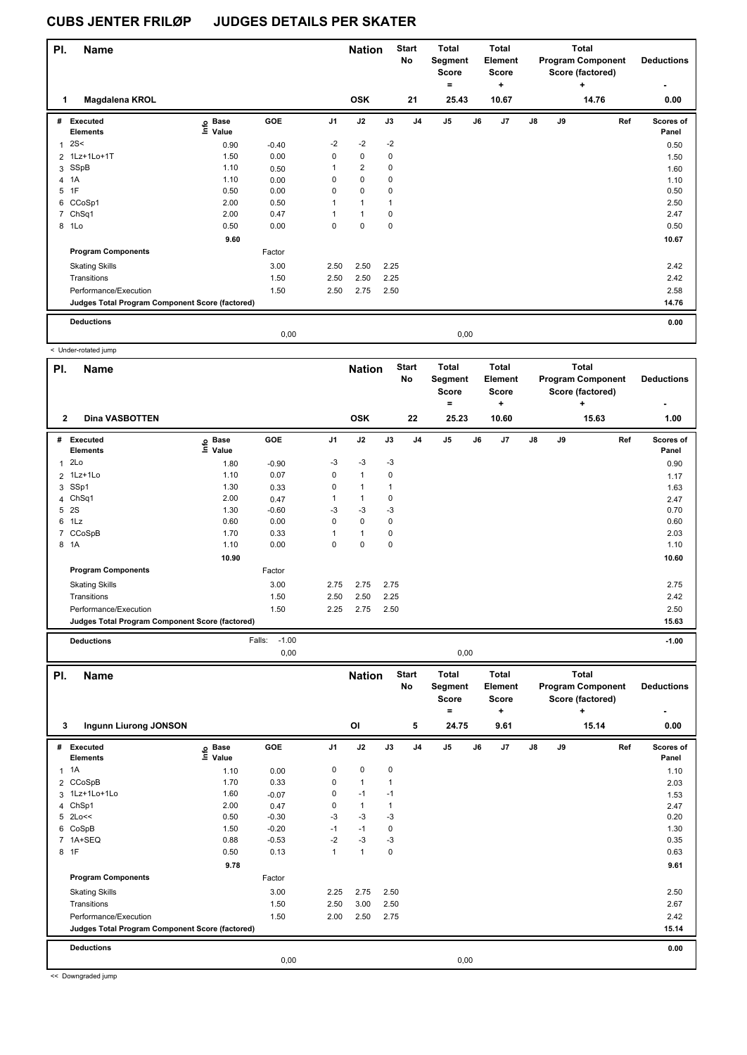# CUBS JENTER FRILØP JUDGES DETAILS PER SKATER

| Pl. | Name | Nation | Start No | Total Segment Score = | Total Element Score + | Total Program Component Score (factored) + | Deductions - |
|---|---|---|---|---|---|---|---|
| 1 | Magdalena KROL | OSK | 21 | 25.43 | 10.67 | 14.76 | 0.00 |

| # | Executed Elements | Info | Base Value | GOE | J1 | J2 | J3 | J4 | J5 | J6 | J7 | J8 | J9 | Ref | Scores of Panel |
|---|---|---|---|---|---|---|---|---|---|---|---|---|---|---|---|
| 1 | 2S< | | 0.90 | -0.40 | -2 | -2 | -2 | | | | | | | | 0.50 |
| 2 | 1Lz+1Lo+1T | | 1.50 | 0.00 | 0 | 0 | 0 | | | | | | | | 1.50 |
| 3 | SSpB | | 1.10 | 0.50 | 1 | 2 | 0 | | | | | | | | 1.60 |
| 4 | 1A | | 1.10 | 0.00 | 0 | 0 | 0 | | | | | | | | 1.10 |
| 5 | 1F | | 0.50 | 0.00 | 0 | 0 | 0 | | | | | | | | 0.50 |
| 6 | CCoSp1 | | 2.00 | 0.50 | 1 | 1 | 1 | | | | | | | | 2.50 |
| 7 | ChSq1 | | 2.00 | 0.47 | 1 | 1 | 0 | | | | | | | | 2.47 |
| 8 | 1Lo | | 0.50 | 0.00 | 0 | 0 | 0 | | | | | | | | 0.50 |
| | | | 9.60 | | | | | | | | | | | | 10.67 |
| | **Program Components** | | | Factor | | | | | | | | | | | |
| | Skating Skills | | | 3.00 | 2.50 | 2.50 | 2.25 | | | | | | | | 2.42 |
| | Transitions | | | 1.50 | 2.50 | 2.50 | 2.25 | | | | | | | | 2.42 |
| | Performance/Execution | | | 1.50 | 2.50 | 2.75 | 2.50 | | | | | | | | 2.58 |
| | **Judges Total Program Component Score (factored)** | | | | | | | | | | | | | | 14.76 |
| | **Deductions** | | | | | | | | | | | | | | 0.00 |
| | | | | 0,00 | | | | | 0,00 | | | | | | |

< Under-rotated jump

| Pl. | Name | Nation | Start No | Total Segment Score = | Total Element Score + | Total Program Component Score (factored) + | Deductions - |
|---|---|---|---|---|---|---|---|
| 2 | Dina VASBOTTEN | OSK | 22 | 25.23 | 10.60 | 15.63 | 1.00 |

| # | Executed Elements | Info | Base Value | GOE | J1 | J2 | J3 | J4 | J5 | J6 | J7 | J8 | J9 | Ref | Scores of Panel |
|---|---|---|---|---|---|---|---|---|---|---|---|---|---|---|---|
| 1 | 2Lo | | 1.80 | -0.90 | -3 | -3 | -3 | | | | | | | | 0.90 |
| 2 | 1Lz+1Lo | | 1.10 | 0.07 | 0 | 1 | 0 | | | | | | | | 1.17 |
| 3 | SSp1 | | 1.30 | 0.33 | 0 | 1 | 1 | | | | | | | | 1.63 |
| 4 | ChSq1 | | 2.00 | 0.47 | 1 | 1 | 0 | | | | | | | | 2.47 |
| 5 | 2S | | 1.30 | -0.60 | -3 | -3 | -3 | | | | | | | | 0.70 |
| 6 | 1Lz | | 0.60 | 0.00 | 0 | 0 | 0 | | | | | | | | 0.60 |
| 7 | CCoSpB | | 1.70 | 0.33 | 1 | 1 | 0 | | | | | | | | 2.03 |
| 8 | 1A | | 1.10 | 0.00 | 0 | 0 | 0 | | | | | | | | 1.10 |
| | | | 10.90 | | | | | | | | | | | | 10.60 |
| | **Program Components** | | | Factor | | | | | | | | | | | |
| | Skating Skills | | | 3.00 | 2.75 | 2.75 | 2.75 | | | | | | | | 2.75 |
| | Transitions | | | 1.50 | 2.50 | 2.50 | 2.25 | | | | | | | | 2.42 |
| | Performance/Execution | | | 1.50 | 2.25 | 2.75 | 2.50 | | | | | | | | 2.50 |
| | **Judges Total Program Component Score (factored)** | | | | | | | | | | | | | | 15.63 |
| | **Deductions** | | | Falls: -1.00 | | | | | | | | | | | -1.00 |
| | | | | 0,00 | | | | | 0,00 | | | | | | |

| Pl. | Name | Nation | Start No | Total Segment Score = | Total Element Score + | Total Program Component Score (factored) + | Deductions - |
|---|---|---|---|---|---|---|---|
| 3 | Ingunn Liurong JONSON | OI | 5 | 24.75 | 9.61 | 15.14 | 0.00 |

| # | Executed Elements | Info | Base Value | GOE | J1 | J2 | J3 | J4 | J5 | J6 | J7 | J8 | J9 | Ref | Scores of Panel |
|---|---|---|---|---|---|---|---|---|---|---|---|---|---|---|---|
| 1 | 1A | | 1.10 | 0.00 | 0 | 0 | 0 | | | | | | | | 1.10 |
| 2 | CCoSpB | | 1.70 | 0.33 | 0 | 1 | 1 | | | | | | | | 2.03 |
| 3 | 1Lz+1Lo+1Lo | | 1.60 | -0.07 | 0 | -1 | -1 | | | | | | | | 1.53 |
| 4 | ChSp1 | | 2.00 | 0.47 | 0 | 1 | 1 | | | | | | | | 2.47 |
| 5 | 2Lo<< | | 0.50 | -0.30 | -3 | -3 | -3 | | | | | | | | 0.20 |
| 6 | CoSpB | | 1.50 | -0.20 | -1 | -1 | 0 | | | | | | | | 1.30 |
| 7 | 1A+SEQ | | 0.88 | -0.53 | -2 | -3 | -3 | | | | | | | | 0.35 |
| 8 | 1F | | 0.50 | 0.13 | 1 | 1 | 0 | | | | | | | | 0.63 |
| | | | 9.78 | | | | | | | | | | | | 9.61 |
| | **Program Components** | | | Factor | | | | | | | | | | | |
| | Skating Skills | | | 3.00 | 2.25 | 2.75 | 2.50 | | | | | | | | 2.50 |
| | Transitions | | | 1.50 | 2.50 | 3.00 | 2.50 | | | | | | | | 2.67 |
| | Performance/Execution | | | 1.50 | 2.00 | 2.50 | 2.75 | | | | | | | | 2.42 |
| | **Judges Total Program Component Score (factored)** | | | | | | | | | | | | | | 15.14 |
| | **Deductions** | | | | | | | | | | | | | | 0.00 |
| | | | | 0,00 | | | | | 0,00 | | | | | | |

<< Downgraded jump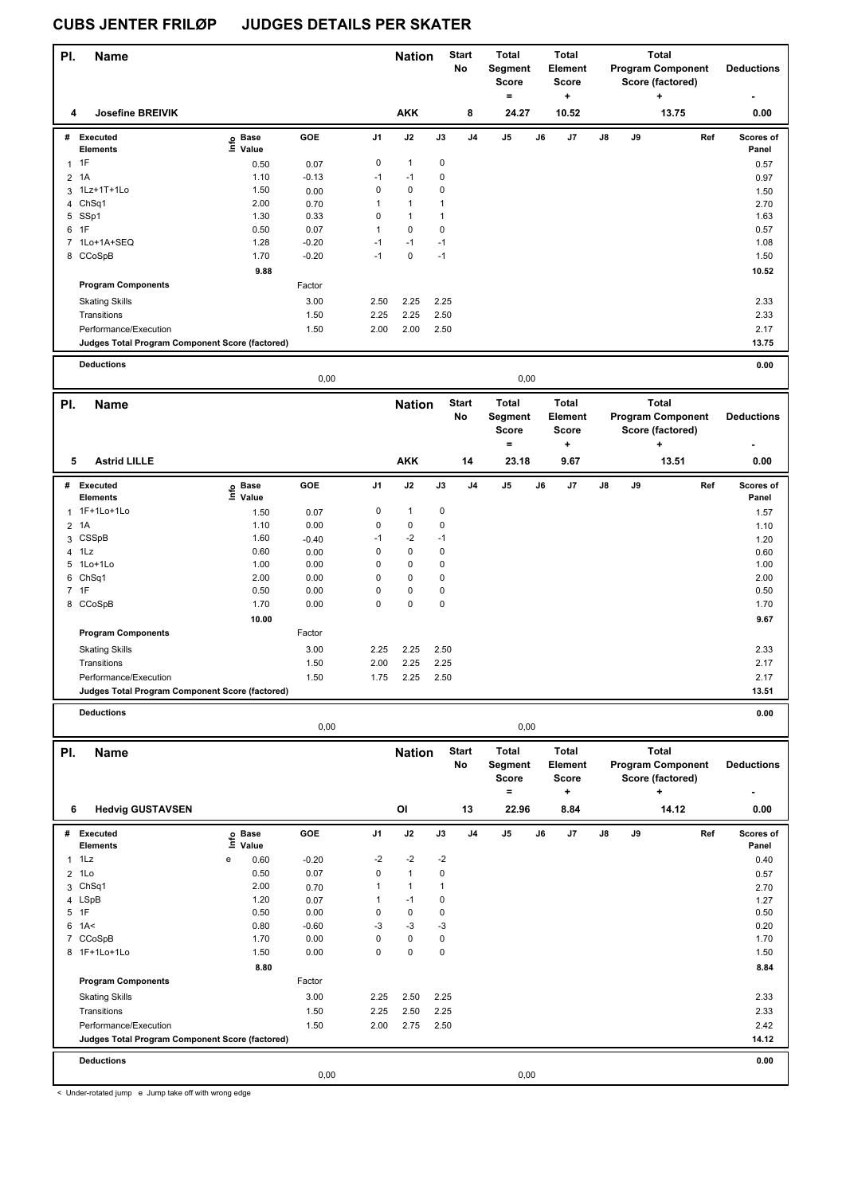# CUBS JENTER FRILØP JUDGES DETAILS PER SKATER

| Pl. | Name | Nation | Start No | Total Segment Score = | Total Element Score + | Total Program Component Score (factored) + | Deductions - |
|---|---|---|---|---|---|---|---|
| 4 | Josefine BREIVIK | AKK | 8 | 24.27 | 10.52 | 13.75 | 0.00 |

| # | Executed Elements | Info | Base Value | GOE | J1 | J2 | J3 | J4 | J5 | J6 | J7 | J8 | J9 | Ref | Scores of Panel |
|---|---|---|---|---|---|---|---|---|---|---|---|---|---|---|---|
| 1 | 1F | | 0.50 | 0.07 | 0 | 1 | 0 | | | | | | | | 0.57 |
| 2 | 1A | | 1.10 | -0.13 | -1 | -1 | 0 | | | | | | | | 0.97 |
| 3 | 1Lz+1T+1Lo | | 1.50 | 0.00 | 0 | 0 | 0 | | | | | | | | 1.50 |
| 4 | ChSq1 | | 2.00 | 0.70 | 1 | 1 | 1 | | | | | | | | 2.70 |
| 5 | SSp1 | | 1.30 | 0.33 | 0 | 1 | 1 | | | | | | | | 1.63 |
| 6 | 1F | | 0.50 | 0.07 | 1 | 0 | 0 | | | | | | | | 0.57 |
| 7 | 1Lo+1A+SEQ | | 1.28 | -0.20 | -1 | -1 | -1 | | | | | | | | 1.08 |
| 8 | CCoSpB | | 1.70 | -0.20 | -1 | 0 | -1 | | | | | | | | 1.50 |
| | | | 9.88 | | | | | | | | | | | | 10.52 |
| | **Program Components** | | | Factor | | | | | | | | | | | |
| | Skating Skills | | | 3.00 | 2.50 | 2.25 | 2.25 | | | | | | | | 2.33 |
| | Transitions | | | 1.50 | 2.25 | 2.25 | 2.50 | | | | | | | | 2.33 |
| | Performance/Execution | | | 1.50 | 2.00 | 2.00 | 2.50 | | | | | | | | 2.17 |
| | **Judges Total Program Component Score (factored)** | | | | | | | | | | | | | | 13.75 |
| | **Deductions** | | | 0,00 | | | | | 0,00 | | | | | | 0.00 |

| Pl. | Name | Nation | Start No | Total Segment Score = | Total Element Score + | Total Program Component Score (factored) + | Deductions - |
|---|---|---|---|---|---|---|---|
| 5 | Astrid LILLE | AKK | 14 | 23.18 | 9.67 | 13.51 | 0.00 |

| # | Executed Elements | Info | Base Value | GOE | J1 | J2 | J3 | J4 | J5 | J6 | J7 | J8 | J9 | Ref | Scores of Panel |
|---|---|---|---|---|---|---|---|---|---|---|---|---|---|---|---|
| 1 | 1F+1Lo+1Lo | | 1.50 | 0.07 | 0 | 1 | 0 | | | | | | | | 1.57 |
| 2 | 1A | | 1.10 | 0.00 | 0 | 0 | 0 | | | | | | | | 1.10 |
| 3 | CSSpB | | 1.60 | -0.40 | -1 | -2 | -1 | | | | | | | | 1.20 |
| 4 | 1Lz | | 0.60 | 0.00 | 0 | 0 | 0 | | | | | | | | 0.60 |
| 5 | 1Lo+1Lo | | 1.00 | 0.00 | 0 | 0 | 0 | | | | | | | | 1.00 |
| 6 | ChSq1 | | 2.00 | 0.00 | 0 | 0 | 0 | | | | | | | | 2.00 |
| 7 | 1F | | 0.50 | 0.00 | 0 | 0 | 0 | | | | | | | | 0.50 |
| 8 | CCoSpB | | 1.70 | 0.00 | 0 | 0 | 0 | | | | | | | | 1.70 |
| | | | 10.00 | | | | | | | | | | | | 9.67 |
| | **Program Components** | | | Factor | | | | | | | | | | | |
| | Skating Skills | | | 3.00 | 2.25 | 2.25 | 2.50 | | | | | | | | 2.33 |
| | Transitions | | | 1.50 | 2.00 | 2.25 | 2.25 | | | | | | | | 2.17 |
| | Performance/Execution | | | 1.50 | 1.75 | 2.25 | 2.50 | | | | | | | | 2.17 |
| | **Judges Total Program Component Score (factored)** | | | | | | | | | | | | | | 13.51 |
| | **Deductions** | | | 0,00 | | | | | 0,00 | | | | | | 0.00 |

| Pl. | Name | Nation | Start No | Total Segment Score = | Total Element Score + | Total Program Component Score (factored) + | Deductions - |
|---|---|---|---|---|---|---|---|
| 6 | Hedvig GUSTAVSEN | OI | 13 | 22.96 | 8.84 | 14.12 | 0.00 |

| # | Executed Elements | Info | Base Value | GOE | J1 | J2 | J3 | J4 | J5 | J6 | J7 | J8 | J9 | Ref | Scores of Panel |
|---|---|---|---|---|---|---|---|---|---|---|---|---|---|---|---|
| 1 | 1Lz | e | 0.60 | -0.20 | -2 | -2 | -2 | | | | | | | | 0.40 |
| 2 | 1Lo | | 0.50 | 0.07 | 0 | 1 | 0 | | | | | | | | 0.57 |
| 3 | ChSq1 | | 2.00 | 0.70 | 1 | 1 | 1 | | | | | | | | 2.70 |
| 4 | LSpB | | 1.20 | 0.07 | 1 | -1 | 0 | | | | | | | | 1.27 |
| 5 | 1F | | 0.50 | 0.00 | 0 | 0 | 0 | | | | | | | | 0.50 |
| 6 | 1A< | | 0.80 | -0.60 | -3 | -3 | -3 | | | | | | | | 0.20 |
| 7 | CCoSpB | | 1.70 | 0.00 | 0 | 0 | 0 | | | | | | | | 1.70 |
| 8 | 1F+1Lo+1Lo | | 1.50 | 0.00 | 0 | 0 | 0 | | | | | | | | 1.50 |
| | | | 8.80 | | | | | | | | | | | | 8.84 |
| | **Program Components** | | | Factor | | | | | | | | | | | |
| | Skating Skills | | | 3.00 | 2.25 | 2.50 | 2.25 | | | | | | | | 2.33 |
| | Transitions | | | 1.50 | 2.25 | 2.50 | 2.25 | | | | | | | | 2.33 |
| | Performance/Execution | | | 1.50 | 2.00 | 2.75 | 2.50 | | | | | | | | 2.42 |
| | **Judges Total Program Component Score (factored)** | | | | | | | | | | | | | | 14.12 |
| | **Deductions** | | | 0,00 | | | | | 0,00 | | | | | | 0.00 |

< Under-rotated jump e Jump take off with wrong edge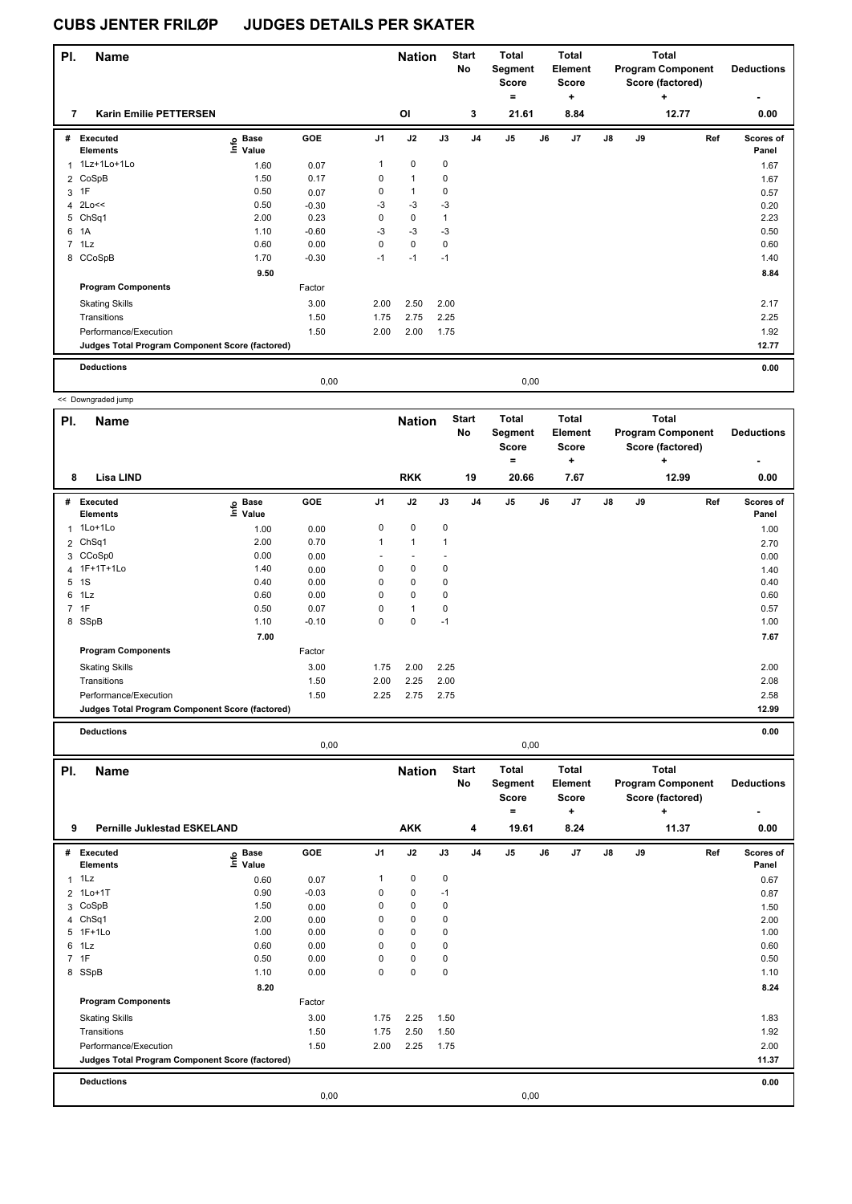# CUBS JENTER FRILØP JUDGES DETAILS PER SKATER

| Pl. | Name | Nation | Start No | Total Segment Score = | Total Element Score + | Total Program Component Score (factored) + | Deductions - |
|---|---|---|---|---|---|---|---|
| 7 | Karin Emilie PETTERSEN | OI | 3 | 21.61 | 8.84 | 12.77 | 0.00 |

| # | Executed Elements | Info | Base Value | GOE | J1 | J2 | J3 | J4 | J5 | J6 | J7 | J8 | J9 | Ref | Scores of Panel |
|---|---|---|---|---|---|---|---|---|---|---|---|---|---|---|---|
| 1 | 1Lz+1Lo+1Lo | | 1.60 | 0.07 | 1 | 0 | 0 | | | | | | | | 1.67 |
| 2 | CoSpB | | 1.50 | 0.17 | 0 | 1 | 0 | | | | | | | | 1.67 |
| 3 | 1F | | 0.50 | 0.07 | 0 | 1 | 0 | | | | | | | | 0.57 |
| 4 | 2Lo<< | | 0.50 | -0.30 | -3 | -3 | -3 | | | | | | | | 0.20 |
| 5 | ChSq1 | | 2.00 | 0.23 | 0 | 0 | 1 | | | | | | | | 2.23 |
| 6 | 1A | | 1.10 | -0.60 | -3 | -3 | -3 | | | | | | | | 0.50 |
| 7 | 1Lz | | 0.60 | 0.00 | 0 | 0 | 0 | | | | | | | | 0.60 |
| 8 | CCoSpB | | 1.70 | -0.30 | -1 | -1 | -1 | | | | | | | | 1.40 |
| | | | 9.50 | | | | | | | | | | | | 8.84 |
| | **Program Components** | | | Factor | | | | | | | | | | | |
| | Skating Skills | | | 3.00 | 2.00 | 2.50 | 2.00 | | | | | | | | 2.17 |
| | Transitions | | | 1.50 | 1.75 | 2.75 | 2.25 | | | | | | | | 2.25 |
| | Performance/Execution | | | 1.50 | 2.00 | 2.00 | 1.75 | | | | | | | | 1.92 |
| | **Judges Total Program Component Score (factored)** | | | | | | | | | | | | | | 12.77 |
| | **Deductions** | | | 0,00 | | | | | 0,00 | | | | | | 0.00 |

<< Downgraded jump

| Pl. | Name | Nation | Start No | Total Segment Score = | Total Element Score + | Total Program Component Score (factored) + | Deductions - |
|---|---|---|---|---|---|---|---|
| 8 | Lisa LIND | RKK | 19 | 20.66 | 7.67 | 12.99 | 0.00 |

| # | Executed Elements | Info | Base Value | GOE | J1 | J2 | J3 | J4 | J5 | J6 | J7 | J8 | J9 | Ref | Scores of Panel |
|---|---|---|---|---|---|---|---|---|---|---|---|---|---|---|---|
| 1 | 1Lo+1Lo | | 1.00 | 0.00 | 0 | 0 | 0 | | | | | | | | 1.00 |
| 2 | ChSq1 | | 2.00 | 0.70 | 1 | 1 | 1 | | | | | | | | 2.70 |
| 3 | CCoSp0 | | 0.00 | 0.00 | - | - | - | | | | | | | | 0.00 |
| 4 | 1F+1T+1Lo | | 1.40 | 0.00 | 0 | 0 | 0 | | | | | | | | 1.40 |
| 5 | 1S | | 0.40 | 0.00 | 0 | 0 | 0 | | | | | | | | 0.40 |
| 6 | 1Lz | | 0.60 | 0.00 | 0 | 0 | 0 | | | | | | | | 0.60 |
| 7 | 1F | | 0.50 | 0.07 | 0 | 1 | 0 | | | | | | | | 0.57 |
| 8 | SSpB | | 1.10 | -0.10 | 0 | 0 | -1 | | | | | | | | 1.00 |
| | | | 7.00 | | | | | | | | | | | | 7.67 |
| | **Program Components** | | | Factor | | | | | | | | | | | |
| | Skating Skills | | | 3.00 | 1.75 | 2.00 | 2.25 | | | | | | | | 2.00 |
| | Transitions | | | 1.50 | 2.00 | 2.25 | 2.00 | | | | | | | | 2.08 |
| | Performance/Execution | | | 1.50 | 2.25 | 2.75 | 2.75 | | | | | | | | 2.58 |
| | **Judges Total Program Component Score (factored)** | | | | | | | | | | | | | | 12.99 |
| | **Deductions** | | | 0,00 | | | | | 0,00 | | | | | | 0.00 |

| Pl. | Name | Nation | Start No | Total Segment Score = | Total Element Score + | Total Program Component Score (factored) + | Deductions - |
|---|---|---|---|---|---|---|---|
| 9 | Pernille Juklestad ESKELAND | AKK | 4 | 19.61 | 8.24 | 11.37 | 0.00 |

| # | Executed Elements | Info | Base Value | GOE | J1 | J2 | J3 | J4 | J5 | J6 | J7 | J8 | J9 | Ref | Scores of Panel |
|---|---|---|---|---|---|---|---|---|---|---|---|---|---|---|---|
| 1 | 1Lz | | 0.60 | 0.07 | 1 | 0 | 0 | | | | | | | | 0.67 |
| 2 | 1Lo+1T | | 0.90 | -0.03 | 0 | 0 | -1 | | | | | | | | 0.87 |
| 3 | CoSpB | | 1.50 | 0.00 | 0 | 0 | 0 | | | | | | | | 1.50 |
| 4 | ChSq1 | | 2.00 | 0.00 | 0 | 0 | 0 | | | | | | | | 2.00 |
| 5 | 1F+1Lo | | 1.00 | 0.00 | 0 | 0 | 0 | | | | | | | | 1.00 |
| 6 | 1Lz | | 0.60 | 0.00 | 0 | 0 | 0 | | | | | | | | 0.60 |
| 7 | 1F | | 0.50 | 0.00 | 0 | 0 | 0 | | | | | | | | 0.50 |
| 8 | SSpB | | 1.10 | 0.00 | 0 | 0 | 0 | | | | | | | | 1.10 |
| | | | 8.20 | | | | | | | | | | | | 8.24 |
| | **Program Components** | | | Factor | | | | | | | | | | | |
| | Skating Skills | | | 3.00 | 1.75 | 2.25 | 1.50 | | | | | | | | 1.83 |
| | Transitions | | | 1.50 | 1.75 | 2.50 | 1.50 | | | | | | | | 1.92 |
| | Performance/Execution | | | 1.50 | 2.00 | 2.25 | 1.75 | | | | | | | | 2.00 |
| | **Judges Total Program Component Score (factored)** | | | | | | | | | | | | | | 11.37 |
| | **Deductions** | | | 0,00 | | | | | 0,00 | | | | | | 0.00 |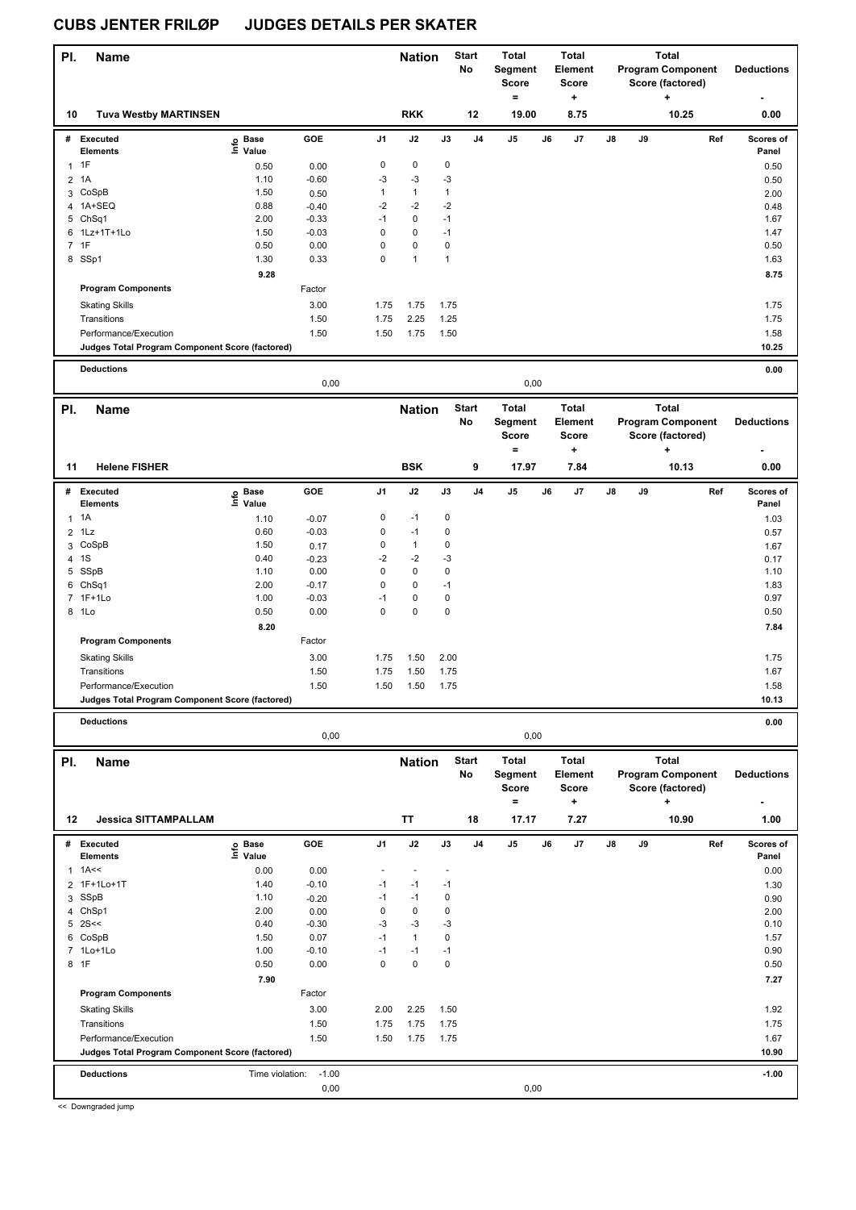# CUBS JENTER FRILØP JUDGES DETAILS PER SKATER

| Pl. | Name | Nation | Start No | Total Segment Score = | Total Element Score + | Total Program Component Score (factored) + | Deductions - |
|---|---|---|---|---|---|---|---|
| 10 | Tuva Westby MARTINSEN | RKK | 12 | 19.00 | 8.75 | 10.25 | 0.00 |

| # | Executed Elements | Info | Base Value | GOE | J1 | J2 | J3 | J4 | J5 | J6 | J7 | J8 | J9 | Ref | Scores of Panel |
|---|---|---|---|---|---|---|---|---|---|---|---|---|---|---|---|
| 1 | 1F | | 0.50 | 0.00 | 0 | 0 | 0 | | | | | | | | 0.50 |
| 2 | 1A | | 1.10 | -0.60 | -3 | -3 | -3 | | | | | | | | 0.50 |
| 3 | CoSpB | | 1.50 | 0.50 | 1 | 1 | 1 | | | | | | | | 2.00 |
| 4 | 1A+SEQ | | 0.88 | -0.40 | -2 | -2 | -2 | | | | | | | | 0.48 |
| 5 | ChSq1 | | 2.00 | -0.33 | -1 | 0 | -1 | | | | | | | | 1.67 |
| 6 | 1Lz+1T+1Lo | | 1.50 | -0.03 | 0 | 0 | -1 | | | | | | | | 1.47 |
| 7 | 1F | | 0.50 | 0.00 | 0 | 0 | 0 | | | | | | | | 0.50 |
| 8 | SSp1 | | 1.30 | 0.33 | 0 | 1 | 1 | | | | | | | | 1.63 |
| | | | 9.28 | | | | | | | | | | | | 8.75 |
| | **Program Components** | | | Factor | | | | | | | | | | | |
| | Skating Skills | | | 3.00 | 1.75 | 1.75 | 1.75 | | | | | | | | 1.75 |
| | Transitions | | | 1.50 | 1.75 | 2.25 | 1.25 | | | | | | | | 1.75 |
| | Performance/Execution | | | 1.50 | 1.50 | 1.75 | 1.50 | | | | | | | | 1.58 |
| | **Judges Total Program Component Score (factored)** | | | | | | | | | | | | | | 10.25 |
| | **Deductions** | | | | | | | | | | | | | | 0.00 |
| | | | | 0,00 | | | | | 0,00 | | | | | | |

| Pl. | Name | Nation | Start No | Total Segment Score = | Total Element Score + | Total Program Component Score (factored) + | Deductions - |
|---|---|---|---|---|---|---|---|
| 11 | Helene FISHER | BSK | 9 | 17.97 | 7.84 | 10.13 | 0.00 |

| # | Executed Elements | Info | Base Value | GOE | J1 | J2 | J3 | J4 | J5 | J6 | J7 | J8 | J9 | Ref | Scores of Panel |
|---|---|---|---|---|---|---|---|---|---|---|---|---|---|---|---|
| 1 | 1A | | 1.10 | -0.07 | 0 | -1 | 0 | | | | | | | | 1.03 |
| 2 | 1Lz | | 0.60 | -0.03 | 0 | -1 | 0 | | | | | | | | 0.57 |
| 3 | CoSpB | | 1.50 | 0.17 | 0 | 1 | 0 | | | | | | | | 1.67 |
| 4 | 1S | | 0.40 | -0.23 | -2 | -2 | -3 | | | | | | | | 0.17 |
| 5 | SSpB | | 1.10 | 0.00 | 0 | 0 | 0 | | | | | | | | 1.10 |
| 6 | ChSq1 | | 2.00 | -0.17 | 0 | 0 | -1 | | | | | | | | 1.83 |
| 7 | 1F+1Lo | | 1.00 | -0.03 | -1 | 0 | 0 | | | | | | | | 0.97 |
| 8 | 1Lo | | 0.50 | 0.00 | 0 | 0 | 0 | | | | | | | | 0.50 |
| | | | 8.20 | | | | | | | | | | | | 7.84 |
| | **Program Components** | | | Factor | | | | | | | | | | | |
| | Skating Skills | | | 3.00 | 1.75 | 1.50 | 2.00 | | | | | | | | 1.75 |
| | Transitions | | | 1.50 | 1.75 | 1.50 | 1.75 | | | | | | | | 1.67 |
| | Performance/Execution | | | 1.50 | 1.50 | 1.50 | 1.75 | | | | | | | | 1.58 |
| | **Judges Total Program Component Score (factored)** | | | | | | | | | | | | | | 10.13 |
| | **Deductions** | | | | | | | | | | | | | | 0.00 |
| | | | | 0,00 | | | | | 0,00 | | | | | | |

| Pl. | Name | Nation | Start No | Total Segment Score = | Total Element Score + | Total Program Component Score (factored) + | Deductions - |
|---|---|---|---|---|---|---|---|
| 12 | Jessica SITTAMPALLAM | TT | 18 | 17.17 | 7.27 | 10.90 | 1.00 |

| # | Executed Elements | Info | Base Value | GOE | J1 | J2 | J3 | J4 | J5 | J6 | J7 | J8 | J9 | Ref | Scores of Panel |
|---|---|---|---|---|---|---|---|---|---|---|---|---|---|---|---|
| 1 | 1A<< | | 0.00 | 0.00 | - | - | - | | | | | | | | 0.00 |
| 2 | 1F+1Lo+1T | | 1.40 | -0.10 | -1 | -1 | -1 | | | | | | | | 1.30 |
| 3 | SSpB | | 1.10 | -0.20 | -1 | -1 | 0 | | | | | | | | 0.90 |
| 4 | ChSp1 | | 2.00 | 0.00 | 0 | 0 | 0 | | | | | | | | 2.00 |
| 5 | 2S<< | | 0.40 | -0.30 | -3 | -3 | -3 | | | | | | | | 0.10 |
| 6 | CoSpB | | 1.50 | 0.07 | -1 | 1 | 0 | | | | | | | | 1.57 |
| 7 | 1Lo+1Lo | | 1.00 | -0.10 | -1 | -1 | -1 | | | | | | | | 0.90 |
| 8 | 1F | | 0.50 | 0.00 | 0 | 0 | 0 | | | | | | | | 0.50 |
| | | | 7.90 | | | | | | | | | | | | 7.27 |
| | **Program Components** | | | Factor | | | | | | | | | | | |
| | Skating Skills | | | 3.00 | 2.00 | 2.25 | 1.50 | | | | | | | | 1.92 |
| | Transitions | | | 1.50 | 1.75 | 1.75 | 1.75 | | | | | | | | 1.75 |
| | Performance/Execution | | | 1.50 | 1.50 | 1.75 | 1.75 | | | | | | | | 1.67 |
| | **Judges Total Program Component Score (factored)** | | | | | | | | | | | | | | 10.90 |
| | **Deductions** | Time violation: | | -1.00 | | | | | | | | | | | -1.00 |
| | | | | 0,00 | | | | | 0,00 | | | | | | |

<< Downgraded jump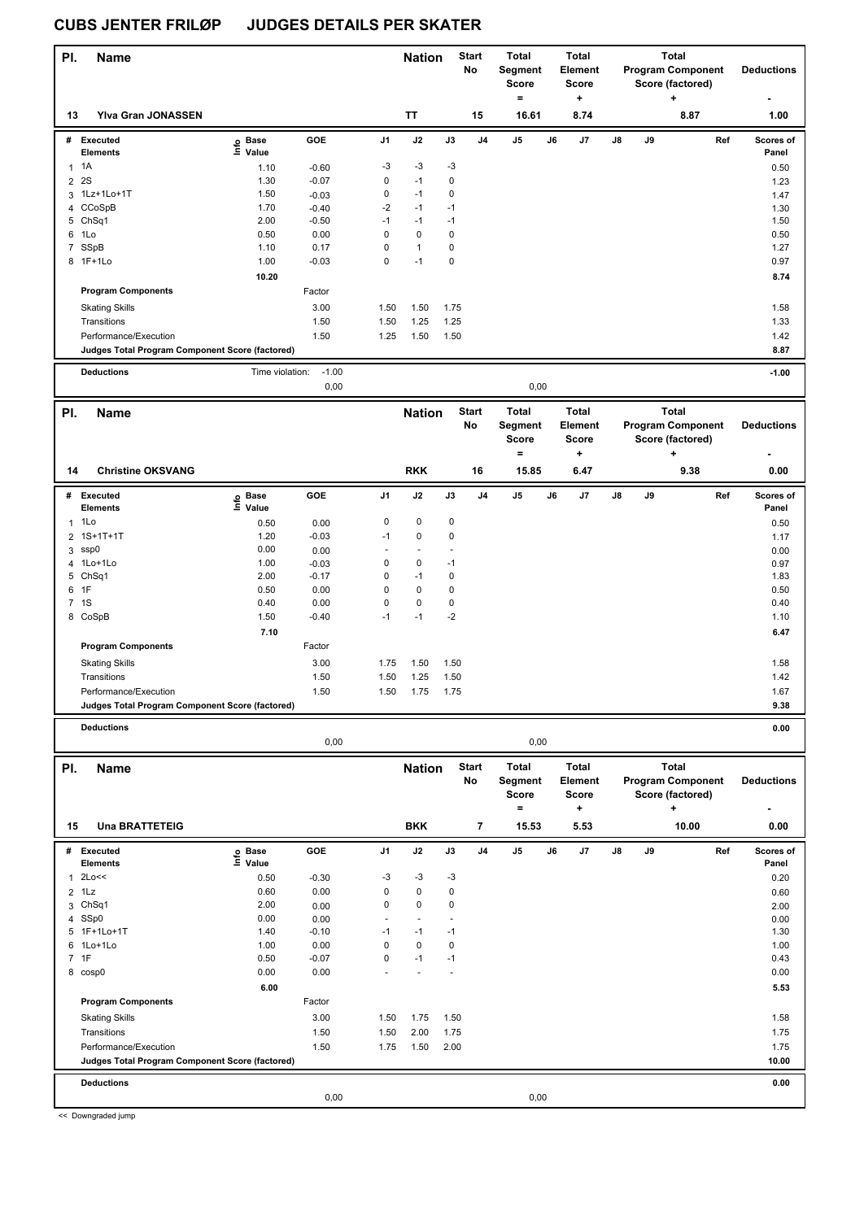# CUBS JENTER FRILØP JUDGES DETAILS PER SKATER

| Pl. | Name | Nation | Start No | Total Segment Score = | Total Element Score + | Total Program Component Score (factored) + | Deductions - |
|---|---|---|---|---|---|---|---|
| 13 | Ylva Gran JONASSEN | TT | 15 | 16.61 | 8.74 | 8.87 | 1.00 |

| # | Executed Elements | Info | Base Value | GOE | J1 | J2 | J3 | J4 | J5 | J6 | J7 | J8 | J9 | Ref | Scores of Panel |
|---|---|---|---|---|---|---|---|---|---|---|---|---|---|---|---|
| 1 | 1A | | 1.10 | -0.60 | -3 | -3 | -3 | | | | | | | | 0.50 |
| 2 | 2S | | 1.30 | -0.07 | 0 | -1 | 0 | | | | | | | | 1.23 |
| 3 | 1Lz+1Lo+1T | | 1.50 | -0.03 | 0 | -1 | 0 | | | | | | | | 1.47 |
| 4 | CCoSpB | | 1.70 | -0.40 | -2 | -1 | -1 | | | | | | | | 1.30 |
| 5 | ChSq1 | | 2.00 | -0.50 | -1 | -1 | -1 | | | | | | | | 1.50 |
| 6 | 1Lo | | 0.50 | 0.00 | 0 | 0 | 0 | | | | | | | | 0.50 |
| 7 | SSpB | | 1.10 | 0.17 | 0 | 1 | 0 | | | | | | | | 1.27 |
| 8 | 1F+1Lo | | 1.00 | -0.03 | 0 | -1 | 0 | | | | | | | | 0.97 |
| | | | 10.20 | | | | | | | | | | | | 8.74 |
| | **Program Components** | | | Factor | | | | | | | | | | | |
| | Skating Skills | | | 3.00 | 1.50 | 1.50 | 1.75 | | | | | | | | 1.58 |
| | Transitions | | | 1.50 | 1.50 | 1.25 | 1.25 | | | | | | | | 1.33 |
| | Performance/Execution | | | 1.50 | 1.25 | 1.50 | 1.50 | | | | | | | | 1.42 |
| | **Judges Total Program Component Score (factored)** | | | | | | | | | | | | | | 8.87 |
| | **Deductions** | | Time violation: | -1.00 | | | | | | | | | | | -1.00 |
| | | | | 0,00 | | | | | 0,00 | | | | | | |

| Pl. | Name | Nation | Start No | Total Segment Score = | Total Element Score + | Total Program Component Score (factored) + | Deductions - |
|---|---|---|---|---|---|---|---|
| 14 | Christine OKSVANG | RKK | 16 | 15.85 | 6.47 | 9.38 | 0.00 |

| # | Executed Elements | Info | Base Value | GOE | J1 | J2 | J3 | J4 | J5 | J6 | J7 | J8 | J9 | Ref | Scores of Panel |
|---|---|---|---|---|---|---|---|---|---|---|---|---|---|---|---|
| 1 | 1Lo | | 0.50 | 0.00 | 0 | 0 | 0 | | | | | | | | 0.50 |
| 2 | 1S+1T+1T | | 1.20 | -0.03 | -1 | 0 | 0 | | | | | | | | 1.17 |
| 3 | ssp0 | | 0.00 | 0.00 | - | - | - | | | | | | | | 0.00 |
| 4 | 1Lo+1Lo | | 1.00 | -0.03 | 0 | 0 | -1 | | | | | | | | 0.97 |
| 5 | ChSq1 | | 2.00 | -0.17 | 0 | -1 | 0 | | | | | | | | 1.83 |
| 6 | 1F | | 0.50 | 0.00 | 0 | 0 | 0 | | | | | | | | 0.50 |
| 7 | 1S | | 0.40 | 0.00 | 0 | 0 | 0 | | | | | | | | 0.40 |
| 8 | CoSpB | | 1.50 | -0.40 | -1 | -1 | -2 | | | | | | | | 1.10 |
| | | | 7.10 | | | | | | | | | | | | 6.47 |
| | **Program Components** | | | Factor | | | | | | | | | | | |
| | Skating Skills | | | 3.00 | 1.75 | 1.50 | 1.50 | | | | | | | | 1.58 |
| | Transitions | | | 1.50 | 1.50 | 1.25 | 1.50 | | | | | | | | 1.42 |
| | Performance/Execution | | | 1.50 | 1.50 | 1.75 | 1.75 | | | | | | | | 1.67 |
| | **Judges Total Program Component Score (factored)** | | | | | | | | | | | | | | 9.38 |
| | **Deductions** | | | | | | | | | | | | | | 0.00 |
| | | | | 0,00 | | | | | 0,00 | | | | | | |

| Pl. | Name | Nation | Start No | Total Segment Score = | Total Element Score + | Total Program Component Score (factored) + | Deductions - |
|---|---|---|---|---|---|---|---|
| 15 | Una BRATTETEIG | BKK | 7 | 15.53 | 5.53 | 10.00 | 0.00 |

| # | Executed Elements | Info | Base Value | GOE | J1 | J2 | J3 | J4 | J5 | J6 | J7 | J8 | J9 | Ref | Scores of Panel |
|---|---|---|---|---|---|---|---|---|---|---|---|---|---|---|---|
| 1 | 2Lo<< | | 0.50 | -0.30 | -3 | -3 | -3 | | | | | | | | 0.20 |
| 2 | 1Lz | | 0.60 | 0.00 | 0 | 0 | 0 | | | | | | | | 0.60 |
| 3 | ChSq1 | | 2.00 | 0.00 | 0 | 0 | 0 | | | | | | | | 2.00 |
| 4 | SSp0 | | 0.00 | 0.00 | - | - | - | | | | | | | | 0.00 |
| 5 | 1F+1Lo+1T | | 1.40 | -0.10 | -1 | -1 | -1 | | | | | | | | 1.30 |
| 6 | 1Lo+1Lo | | 1.00 | 0.00 | 0 | 0 | 0 | | | | | | | | 1.00 |
| 7 | 1F | | 0.50 | -0.07 | 0 | -1 | -1 | | | | | | | | 0.43 |
| 8 | cosp0 | | 0.00 | 0.00 | - | - | - | | | | | | | | 0.00 |
| | | | 6.00 | | | | | | | | | | | | 5.53 |
| | **Program Components** | | | Factor | | | | | | | | | | | |
| | Skating Skills | | | 3.00 | 1.50 | 1.75 | 1.50 | | | | | | | | 1.58 |
| | Transitions | | | 1.50 | 1.50 | 2.00 | 1.75 | | | | | | | | 1.75 |
| | Performance/Execution | | | 1.50 | 1.75 | 1.50 | 2.00 | | | | | | | | 1.75 |
| | **Judges Total Program Component Score (factored)** | | | | | | | | | | | | | | 10.00 |
| | **Deductions** | | | | | | | | | | | | | | 0.00 |
| | | | | 0,00 | | | | | 0,00 | | | | | | |

<< Downgraded jump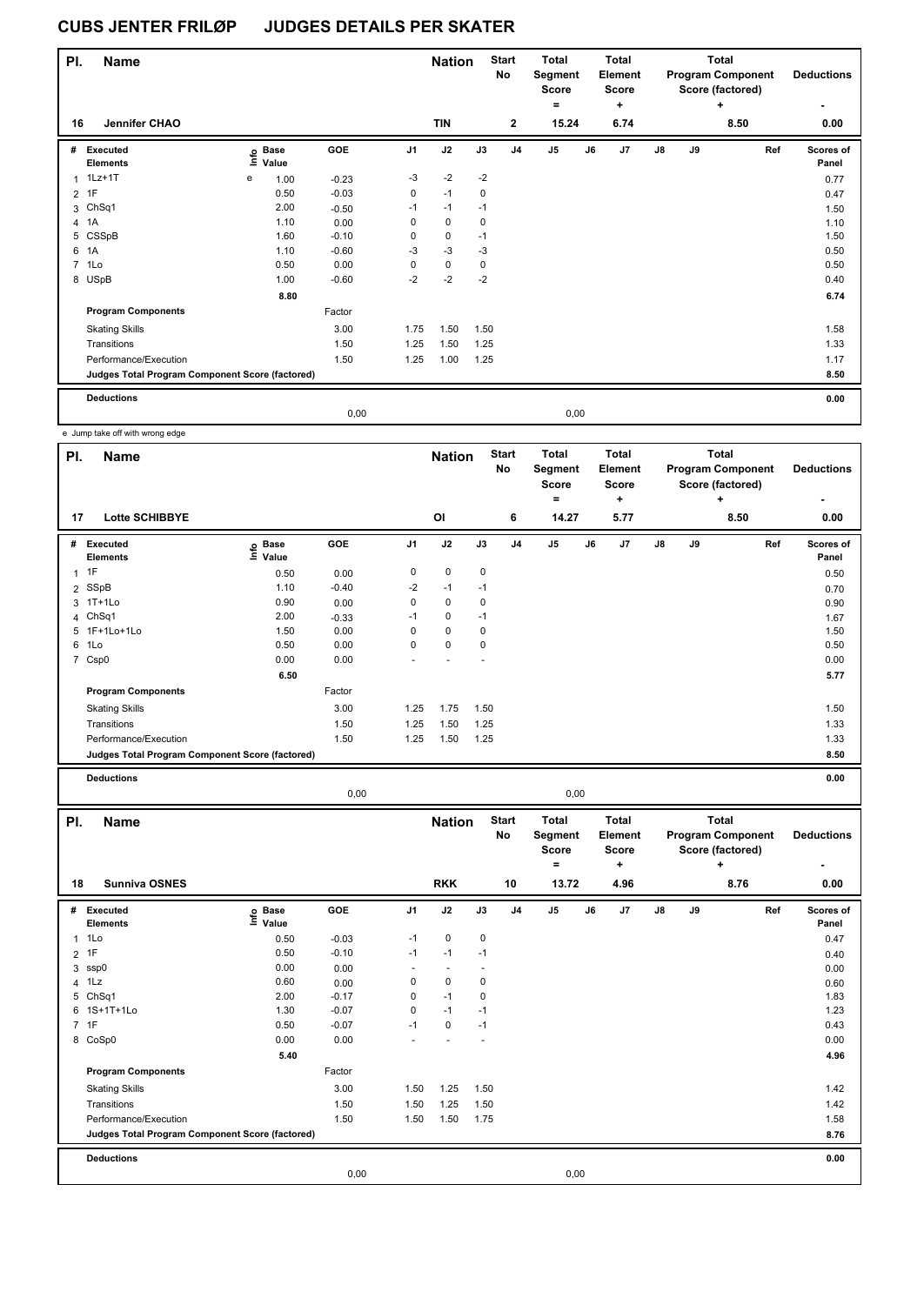# CUBS JENTER FRILØP JUDGES DETAILS PER SKATER

| Pl. | Name | Nation | Start No | Total Segment Score = | Total Element Score + | Total Program Component Score (factored) + | Deductions - |
|---|---|---|---|---|---|---|---|
| 16 | Jennifer CHAO | TIN | 2 | 15.24 | 6.74 | 8.50 | 0.00 |

| # | Executed Elements | Info | Base Value | GOE | J1 | J2 | J3 | J4 | J5 | J6 | J7 | J8 | J9 | Ref | Scores of Panel |
|---|---|---|---|---|---|---|---|---|---|---|---|---|---|---|---|
| 1 | 1Lz+1T | e | 1.00 | -0.23 | -3 | -2 | -2 | | | | | | | | 0.77 |
| 2 | 1F | | 0.50 | -0.03 | 0 | -1 | 0 | | | | | | | | 0.47 |
| 3 | ChSq1 | | 2.00 | -0.50 | -1 | -1 | -1 | | | | | | | | 1.50 |
| 4 | 1A | | 1.10 | 0.00 | 0 | 0 | 0 | | | | | | | | 1.10 |
| 5 | CSSpB | | 1.60 | -0.10 | 0 | 0 | -1 | | | | | | | | 1.50 |
| 6 | 1A | | 1.10 | -0.60 | -3 | -3 | -3 | | | | | | | | 0.50 |
| 7 | 1Lo | | 0.50 | 0.00 | 0 | 0 | 0 | | | | | | | | 0.50 |
| 8 | USpB | | 1.00 | -0.60 | -2 | -2 | -2 | | | | | | | | 0.40 |
| | | | 8.80 | | | | | | | | | | | | 6.74 |
| | **Program Components** | | | Factor | | | | | | | | | | | |
| | Skating Skills | | | 3.00 | 1.75 | 1.50 | 1.50 | | | | | | | | 1.58 |
| | Transitions | | | 1.50 | 1.25 | 1.50 | 1.25 | | | | | | | | 1.33 |
| | Performance/Execution | | | 1.50 | 1.25 | 1.00 | 1.25 | | | | | | | | 1.17 |
| | **Judges Total Program Component Score (factored)** | | | | | | | | | | | | | | 8.50 |
| | **Deductions** | | | | | | | | | | | | | | 0.00 |
| | | | | 0,00 | | | | | 0,00 | | | | | | |

e Jump take off with wrong edge

| Pl. | Name | Nation | Start No | Total Segment Score = | Total Element Score + | Total Program Component Score (factored) + | Deductions - |
|---|---|---|---|---|---|---|---|
| 17 | Lotte SCHIBBYE | OI | 6 | 14.27 | 5.77 | 8.50 | 0.00 |

| # | Executed Elements | Info | Base Value | GOE | J1 | J2 | J3 | J4 | J5 | J6 | J7 | J8 | J9 | Ref | Scores of Panel |
|---|---|---|---|---|---|---|---|---|---|---|---|---|---|---|---|
| 1 | 1F | | 0.50 | 0.00 | 0 | 0 | 0 | | | | | | | | 0.50 |
| 2 | SSpB | | 1.10 | -0.40 | -2 | -1 | -1 | | | | | | | | 0.70 |
| 3 | 1T+1Lo | | 0.90 | 0.00 | 0 | 0 | 0 | | | | | | | | 0.90 |
| 4 | ChSq1 | | 2.00 | -0.33 | -1 | 0 | -1 | | | | | | | | 1.67 |
| 5 | 1F+1Lo+1Lo | | 1.50 | 0.00 | 0 | 0 | 0 | | | | | | | | 1.50 |
| 6 | 1Lo | | 0.50 | 0.00 | 0 | 0 | 0 | | | | | | | | 0.50 |
| 7 | Csp0 | | 0.00 | 0.00 | - | - | - | | | | | | | | 0.00 |
| | | | 6.50 | | | | | | | | | | | | 5.77 |
| | **Program Components** | | | Factor | | | | | | | | | | | |
| | Skating Skills | | | 3.00 | 1.25 | 1.75 | 1.50 | | | | | | | | 1.50 |
| | Transitions | | | 1.50 | 1.25 | 1.50 | 1.25 | | | | | | | | 1.33 |
| | Performance/Execution | | | 1.50 | 1.25 | 1.50 | 1.25 | | | | | | | | 1.33 |
| | **Judges Total Program Component Score (factored)** | | | | | | | | | | | | | | 8.50 |
| | **Deductions** | | | | | | | | | | | | | | 0.00 |
| | | | | 0,00 | | | | | 0,00 | | | | | | |

| Pl. | Name | Nation | Start No | Total Segment Score = | Total Element Score + | Total Program Component Score (factored) + | Deductions - |
|---|---|---|---|---|---|---|---|
| 18 | Sunniva OSNES | RKK | 10 | 13.72 | 4.96 | 8.76 | 0.00 |

| # | Executed Elements | Info | Base Value | GOE | J1 | J2 | J3 | J4 | J5 | J6 | J7 | J8 | J9 | Ref | Scores of Panel |
|---|---|---|---|---|---|---|---|---|---|---|---|---|---|---|---|
| 1 | 1Lo | | 0.50 | -0.03 | -1 | 0 | 0 | | | | | | | | 0.47 |
| 2 | 1F | | 0.50 | -0.10 | -1 | -1 | -1 | | | | | | | | 0.40 |
| 3 | ssp0 | | 0.00 | 0.00 | - | - | - | | | | | | | | 0.00 |
| 4 | 1Lz | | 0.60 | 0.00 | 0 | 0 | 0 | | | | | | | | 0.60 |
| 5 | ChSq1 | | 2.00 | -0.17 | 0 | -1 | 0 | | | | | | | | 1.83 |
| 6 | 1S+1T+1Lo | | 1.30 | -0.07 | 0 | -1 | -1 | | | | | | | | 1.23 |
| 7 | 1F | | 0.50 | -0.07 | -1 | 0 | -1 | | | | | | | | 0.43 |
| 8 | CoSp0 | | 0.00 | 0.00 | - | - | - | | | | | | | | 0.00 |
| | | | 5.40 | | | | | | | | | | | | 4.96 |
| | **Program Components** | | | Factor | | | | | | | | | | | |
| | Skating Skills | | | 3.00 | 1.50 | 1.25 | 1.50 | | | | | | | | 1.42 |
| | Transitions | | | 1.50 | 1.50 | 1.25 | 1.50 | | | | | | | | 1.42 |
| | Performance/Execution | | | 1.50 | 1.50 | 1.50 | 1.75 | | | | | | | | 1.58 |
| | **Judges Total Program Component Score (factored)** | | | | | | | | | | | | | | 8.76 |
| | **Deductions** | | | | | | | | | | | | | | 0.00 |
| | | | | 0,00 | | | | | 0,00 | | | | | | |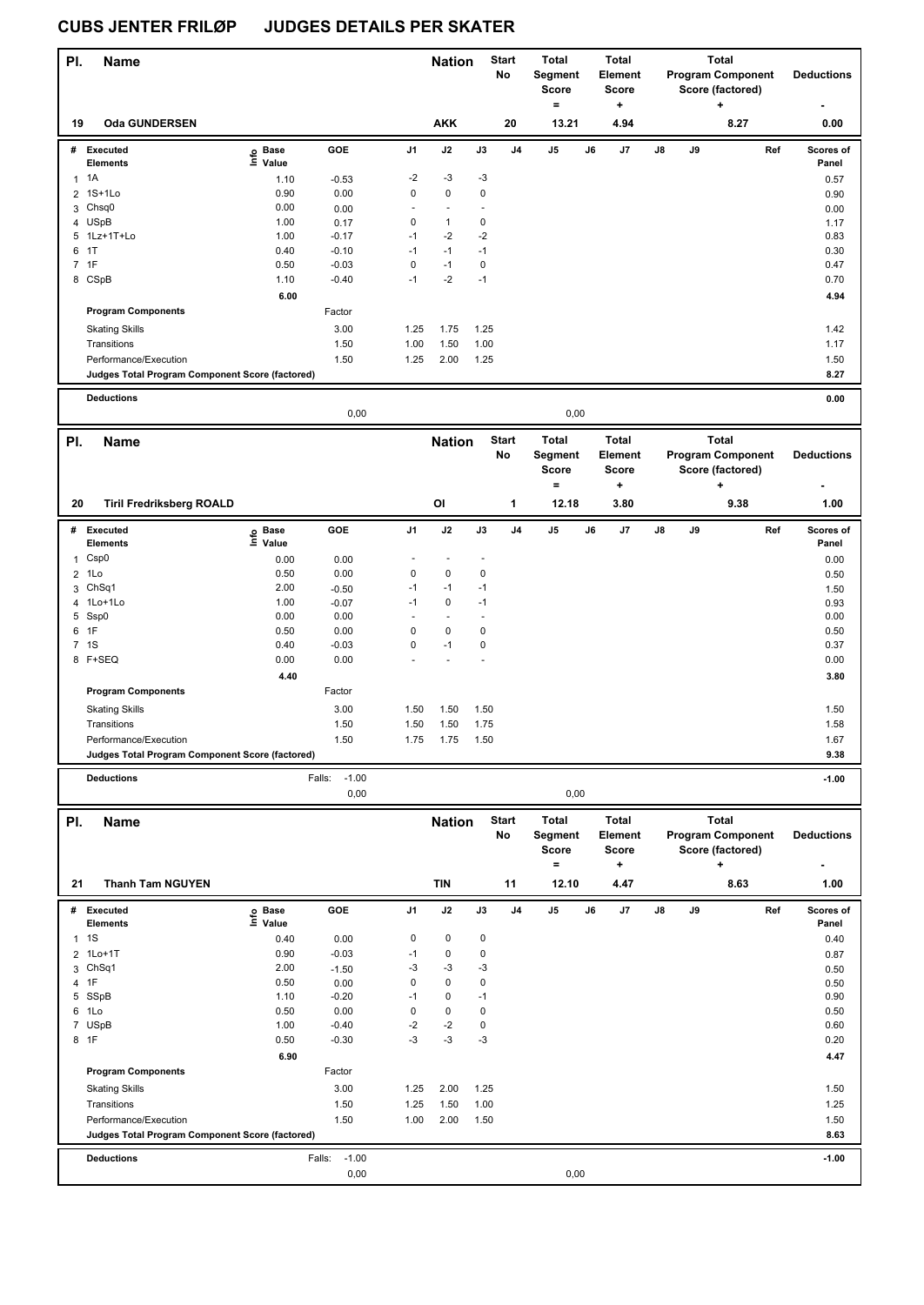# CUBS JENTER FRILØP JUDGES DETAILS PER SKATER

| Pl. | Name | Nation | Start No | Total Segment Score = | Total Element Score + | Total Program Component Score (factored) + | Deductions - |
|---|---|---|---|---|---|---|---|
| 19 | Oda GUNDERSEN | AKK | 20 | 13.21 | 4.94 | 8.27 | 0.00 |

| # | Executed Elements | Info | Base Value | GOE | J1 | J2 | J3 | J4 | J5 | J6 | J7 | J8 | J9 | Ref | Scores of Panel |
|---|---|---|---|---|---|---|---|---|---|---|---|---|---|---|---|
| 1 | 1A | | 1.10 | -0.53 | -2 | -3 | -3 | | | | | | | | 0.57 |
| 2 | 1S+1Lo | | 0.90 | 0.00 | 0 | 0 | 0 | | | | | | | | 0.90 |
| 3 | Chsq0 | | 0.00 | 0.00 | - | - | - | | | | | | | | 0.00 |
| 4 | USpB | | 1.00 | 0.17 | 0 | 1 | 0 | | | | | | | | 1.17 |
| 5 | 1Lz+1T+Lo | | 1.00 | -0.17 | -1 | -2 | -2 | | | | | | | | 0.83 |
| 6 | 1T | | 0.40 | -0.10 | -1 | -1 | -1 | | | | | | | | 0.30 |
| 7 | 1F | | 0.50 | -0.03 | 0 | -1 | 0 | | | | | | | | 0.47 |
| 8 | CSpB | | 1.10 | -0.40 | -1 | -2 | -1 | | | | | | | | 0.70 |
| | | | 6.00 | | | | | | | | | | | | 4.94 |
| | **Program Components** | | | Factor | | | | | | | | | | | |
| | Skating Skills | | | 3.00 | 1.25 | 1.75 | 1.25 | | | | | | | | 1.42 |
| | Transitions | | | 1.50 | 1.00 | 1.50 | 1.00 | | | | | | | | 1.17 |
| | Performance/Execution | | | 1.50 | 1.25 | 2.00 | 1.25 | | | | | | | | 1.50 |
| | **Judges Total Program Component Score (factored)** | | | | | | | | | | | | | | 8.27 |
| | **Deductions** | | | | | | | | | | | | | | 0.00 |
| | | | | 0,00 | | | | | 0,00 | | | | | | |

| Pl. | Name | Nation | Start No | Total Segment Score = | Total Element Score + | Total Program Component Score (factored) + | Deductions - |
|---|---|---|---|---|---|---|---|
| 20 | Tiril Fredriksberg ROALD | OI | 1 | 12.18 | 3.80 | 9.38 | 1.00 |

| # | Executed Elements | Info | Base Value | GOE | J1 | J2 | J3 | J4 | J5 | J6 | J7 | J8 | J9 | Ref | Scores of Panel |
|---|---|---|---|---|---|---|---|---|---|---|---|---|---|---|---|
| 1 | Csp0 | | 0.00 | 0.00 | - | - | - | | | | | | | | 0.00 |
| 2 | 1Lo | | 0.50 | 0.00 | 0 | 0 | 0 | | | | | | | | 0.50 |
| 3 | ChSq1 | | 2.00 | -0.50 | -1 | -1 | -1 | | | | | | | | 1.50 |
| 4 | 1Lo+1Lo | | 1.00 | -0.07 | -1 | 0 | -1 | | | | | | | | 0.93 |
| 5 | Ssp0 | | 0.00 | 0.00 | - | - | - | | | | | | | | 0.00 |
| 6 | 1F | | 0.50 | 0.00 | 0 | 0 | 0 | | | | | | | | 0.50 |
| 7 | 1S | | 0.40 | -0.03 | 0 | -1 | 0 | | | | | | | | 0.37 |
| 8 | F+SEQ | | 0.00 | 0.00 | - | - | - | | | | | | | | 0.00 |
| | | | 4.40 | | | | | | | | | | | | 3.80 |
| | **Program Components** | | | Factor | | | | | | | | | | | |
| | Skating Skills | | | 3.00 | 1.50 | 1.50 | 1.50 | | | | | | | | 1.50 |
| | Transitions | | | 1.50 | 1.50 | 1.50 | 1.75 | | | | | | | | 1.58 |
| | Performance/Execution | | | 1.50 | 1.75 | 1.75 | 1.50 | | | | | | | | 1.67 |
| | **Judges Total Program Component Score (factored)** | | | | | | | | | | | | | | 9.38 |
| | **Deductions** | | Falls: | -1.00 | | | | | | | | | | | -1.00 |
| | | | | 0,00 | | | | | 0,00 | | | | | | |

| Pl. | Name | Nation | Start No | Total Segment Score = | Total Element Score + | Total Program Component Score (factored) + | Deductions - |
|---|---|---|---|---|---|---|---|
| 21 | Thanh Tam NGUYEN | TIN | 11 | 12.10 | 4.47 | 8.63 | 1.00 |

| # | Executed Elements | Info | Base Value | GOE | J1 | J2 | J3 | J4 | J5 | J6 | J7 | J8 | J9 | Ref | Scores of Panel |
|---|---|---|---|---|---|---|---|---|---|---|---|---|---|---|---|
| 1 | 1S | | 0.40 | 0.00 | 0 | 0 | 0 | | | | | | | | 0.40 |
| 2 | 1Lo+1T | | 0.90 | -0.03 | -1 | 0 | 0 | | | | | | | | 0.87 |
| 3 | ChSq1 | | 2.00 | -1.50 | -3 | -3 | -3 | | | | | | | | 0.50 |
| 4 | 1F | | 0.50 | 0.00 | 0 | 0 | 0 | | | | | | | | 0.50 |
| 5 | SSpB | | 1.10 | -0.20 | -1 | 0 | -1 | | | | | | | | 0.90 |
| 6 | 1Lo | | 0.50 | 0.00 | 0 | 0 | 0 | | | | | | | | 0.50 |
| 7 | USpB | | 1.00 | -0.40 | -2 | -2 | 0 | | | | | | | | 0.60 |
| 8 | 1F | | 0.50 | -0.30 | -3 | -3 | -3 | | | | | | | | 0.20 |
| | | | 6.90 | | | | | | | | | | | | 4.47 |
| | **Program Components** | | | Factor | | | | | | | | | | | |
| | Skating Skills | | | 3.00 | 1.25 | 2.00 | 1.25 | | | | | | | | 1.50 |
| | Transitions | | | 1.50 | 1.25 | 1.50 | 1.00 | | | | | | | | 1.25 |
| | Performance/Execution | | | 1.50 | 1.00 | 2.00 | 1.50 | | | | | | | | 1.50 |
| | **Judges Total Program Component Score (factored)** | | | | | | | | | | | | | | 8.63 |
| | **Deductions** | | Falls: | -1.00 | | | | | | | | | | | -1.00 |
| | | | | 0,00 | | | | | 0,00 | | | | | | |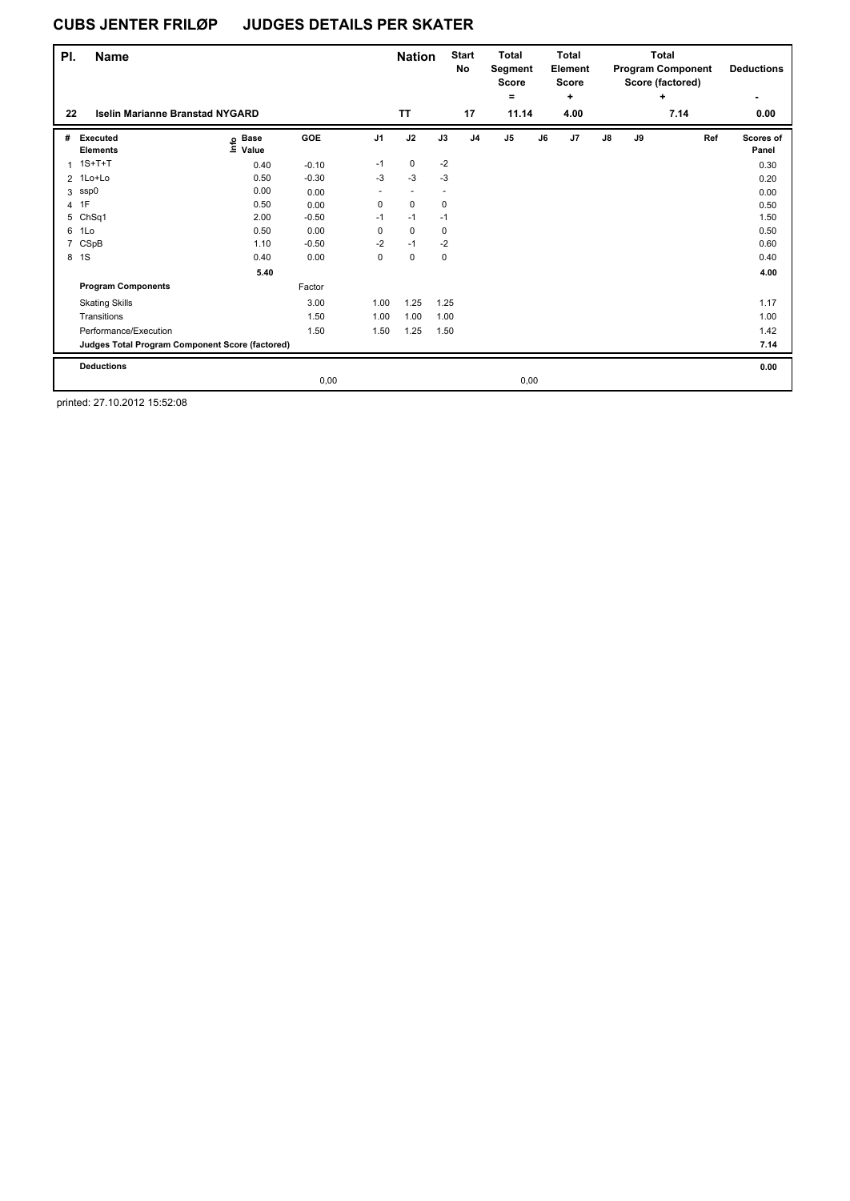# CUBS JENTER FRILØP JUDGES DETAILS PER SKATER

| Pl. | Name | Nation | Start No | Total Segment Score = | Total Element Score + | Total Program Component Score (factored) + | Deductions - |
|---|---|---|---|---|---|---|---|
| 22 | Iselin Marianne Branstad NYGARD | TT | 17 | 11.14 | 4.00 | 7.14 | 0.00 |

| # | Executed Elements | Info | Base Value | GOE | J1 | J2 | J3 | J4 | J5 | J6 | J7 | J8 | J9 | Ref | Scores of Panel |
|---|---|---|---|---|---|---|---|---|---|---|---|---|---|---|---|
| 1 | 1S+T+T | | 0.40 | -0.10 | -1 | 0 | -2 | | | | | | | | 0.30 |
| 2 | 1Lo+Lo | | 0.50 | -0.30 | -3 | -3 | -3 | | | | | | | | 0.20 |
| 3 | ssp0 | | 0.00 | 0.00 | - | - | - | | | | | | | | 0.00 |
| 4 | 1F | | 0.50 | 0.00 | 0 | 0 | 0 | | | | | | | | 0.50 |
| 5 | ChSq1 | | 2.00 | -0.50 | -1 | -1 | -1 | | | | | | | | 1.50 |
| 6 | 1Lo | | 0.50 | 0.00 | 0 | 0 | 0 | | | | | | | | 0.50 |
| 7 | CSpB | | 1.10 | -0.50 | -2 | -1 | -2 | | | | | | | | 0.60 |
| 8 | 1S | | 0.40 | 0.00 | 0 | 0 | 0 | | | | | | | | 0.40 |
| | | | 5.40 | | | | | | | | | | | | 4.00 |
| | **Program Components** | | | Factor | | | | | | | | | | | |
| | Skating Skills | | | 3.00 | 1.00 | 1.25 | 1.25 | | | | | | | | 1.17 |
| | Transitions | | | 1.50 | 1.00 | 1.00 | 1.00 | | | | | | | | 1.00 |
| | Performance/Execution | | | 1.50 | 1.50 | 1.25 | 1.50 | | | | | | | | 1.42 |
| | **Judges Total Program Component Score (factored)** | | | | | | | | | | | | | | 7.14 |
| | **Deductions** | | | | | | | | | | | | | | 0.00 |
| | | | | 0,00 | | | | | 0,00 | | | | | | |

printed: 27.10.2012 15:52:08